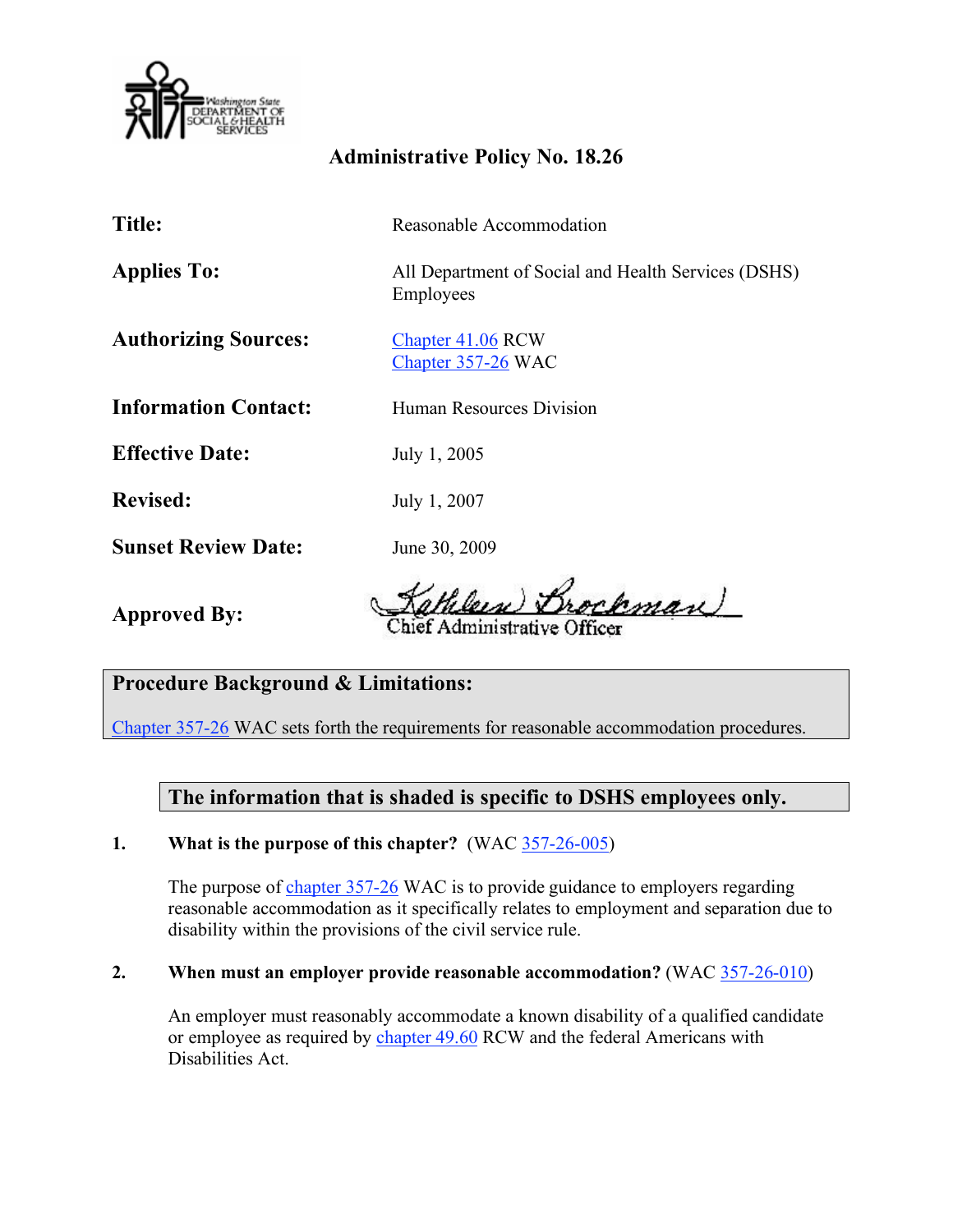Washington State Department of Social & Health Services

# Administrative Policy No. 18.26

| | |
|---|---|
| **Title:** | Reasonable Accommodation |
| **Applies To:** | All Department of Social and Health Services (DSHS) Employees |
| **Authorizing Sources:** | Chapter 41.06 RCW<br>Chapter 357-26 WAC |
| **Information Contact:** | Human Resources Division |
| **Effective Date:** | July 1, 2005 |
| **Revised:** | July 1, 2007 |
| **Sunset Review Date:** | June 30, 2009 |
| **Approved By:** | Kathleen Brockman<br>Chief Administrative Officer |

## Procedure Background & Limitations:

Chapter 357-26 WAC sets forth the requirements for reasonable accommodation procedures.

**The information that is shaded is specific to DSHS employees only.**

1. **What is the purpose of this chapter?** (WAC 357-26-005)

   The purpose of chapter 357-26 WAC is to provide guidance to employers regarding reasonable accommodation as it specifically relates to employment and separation due to disability within the provisions of the civil service rule.

2. **When must an employer provide reasonable accommodation?** (WAC 357-26-010)

   An employer must reasonably accommodate a known disability of a qualified candidate or employee as required by chapter 49.60 RCW and the federal Americans with Disabilities Act.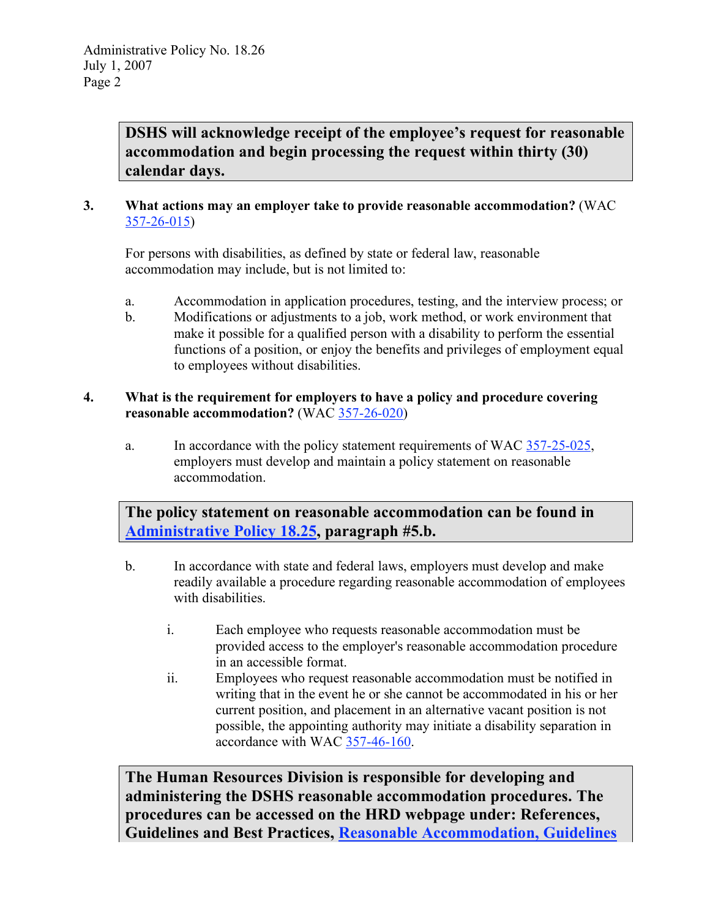**DSHS will acknowledge receipt of the employee's request for reasonable accommodation and begin processing the request within thirty (30) calendar days.**

3. **What actions may an employer take to provide reasonable accommodation?** (WAC 357-26-015)

   For persons with disabilities, as defined by state or federal law, reasonable accommodation may include, but is not limited to:

   a. Accommodation in application procedures, testing, and the interview process; or
   b. Modifications or adjustments to a job, work method, or work environment that make it possible for a qualified person with a disability to perform the essential functions of a position, or enjoy the benefits and privileges of employment equal to employees without disabilities.

4. **What is the requirement for employers to have a policy and procedure covering reasonable accommodation?** (WAC 357-26-020)

   a. In accordance with the policy statement requirements of WAC 357-25-025, employers must develop and maintain a policy statement on reasonable accommodation.

   **The policy statement on reasonable accommodation can be found in Administrative Policy 18.25, paragraph #5.b.**

   b. In accordance with state and federal laws, employers must develop and make readily available a procedure regarding reasonable accommodation of employees with disabilities.

      i. Each employee who requests reasonable accommodation must be provided access to the employer's reasonable accommodation procedure in an accessible format.
      ii. Employees who request reasonable accommodation must be notified in writing that in the event he or she cannot be accommodated in his or her current position, and placement in an alternative vacant position is not possible, the appointing authority may initiate a disability separation in accordance with WAC 357-46-160.

**The Human Resources Division is responsible for developing and administering the DSHS reasonable accommodation procedures. The procedures can be accessed on the HRD webpage under: References, Guidelines and Best Practices, Reasonable Accommodation, Guidelines**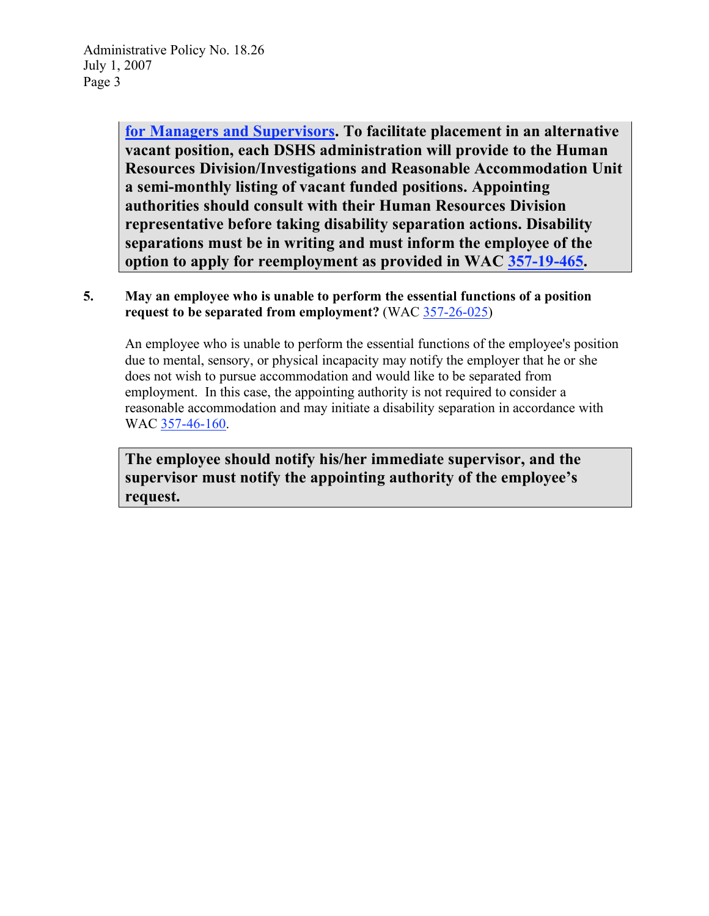**for Managers and Supervisors. To facilitate placement in an alternative vacant position, each DSHS administration will provide to the Human Resources Division/Investigations and Reasonable Accommodation Unit a semi-monthly listing of vacant funded positions. Appointing authorities should consult with their Human Resources Division representative before taking disability separation actions. Disability separations must be in writing and must inform the employee of the option to apply for reemployment as provided in WAC 357-19-465.**

5. **May an employee who is unable to perform the essential functions of a position request to be separated from employment?** (WAC 357-26-025)

An employee who is unable to perform the essential functions of the employee's position due to mental, sensory, or physical incapacity may notify the employer that he or she does not wish to pursue accommodation and would like to be separated from employment. In this case, the appointing authority is not required to consider a reasonable accommodation and may initiate a disability separation in accordance with WAC 357-46-160.

**The employee should notify his/her immediate supervisor, and the supervisor must notify the appointing authority of the employee's request.**